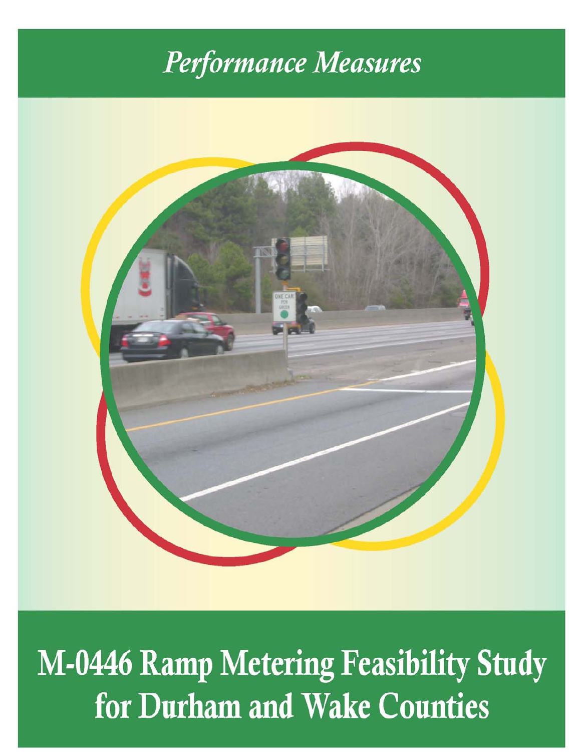*Performance Measures*

# M-0446 Ramp Metering Feasibility Study for Durham and Wake Counties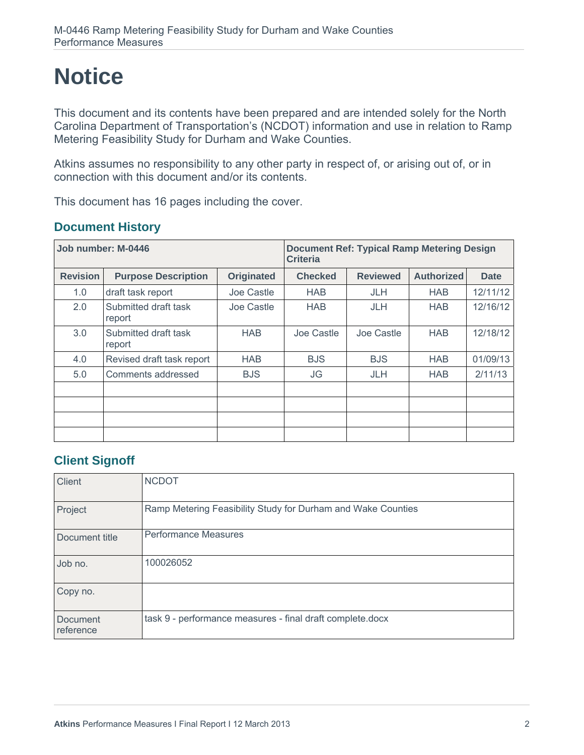# Notice

This document and its contents have been prepared and are intended solely for the North Carolina Department of Transportation's (NCDOT) information and use in relation to Ramp Metering Feasibility Study for Durham and Wake Counties.

Atkins assumes no responsibility to any other party in respect of, or arising out of, or in connection with this document and/or its contents.

This document has 16 pages including the cover.

## Document History

| **Job number: M-0446** | | | **Document Ref: Typical Ramp Metering Design Criteria** | | | |
|---|---|---|---|---|---|---|
| **Revision** | **Purpose Description** | **Originated** | **Checked** | **Reviewed** | **Authorized** | **Date** |
| 1.0 | draft task report | Joe Castle | HAB | JLH | HAB | 12/11/12 |
| 2.0 | Submitted draft task report | Joe Castle | HAB | JLH | HAB | 12/16/12 |
| 3.0 | Submitted draft task report | HAB | Joe Castle | Joe Castle | HAB | 12/18/12 |
| 4.0 | Revised draft task report | HAB | BJS | BJS | HAB | 01/09/13 |
| 5.0 | Comments addressed | BJS | JG | JLH | HAB | 2/11/13 |
| | | | | | | |
| | | | | | | |
| | | | | | | |
| | | | | | | |

## Client Signoff

| | |
|---|---|
| Client | NCDOT |
| Project | Ramp Metering Feasibility Study for Durham and Wake Counties |
| Document title | Performance Measures |
| Job no. | 100026052 |
| Copy no. | |
| Document reference | task 9 - performance measures - final draft complete.docx |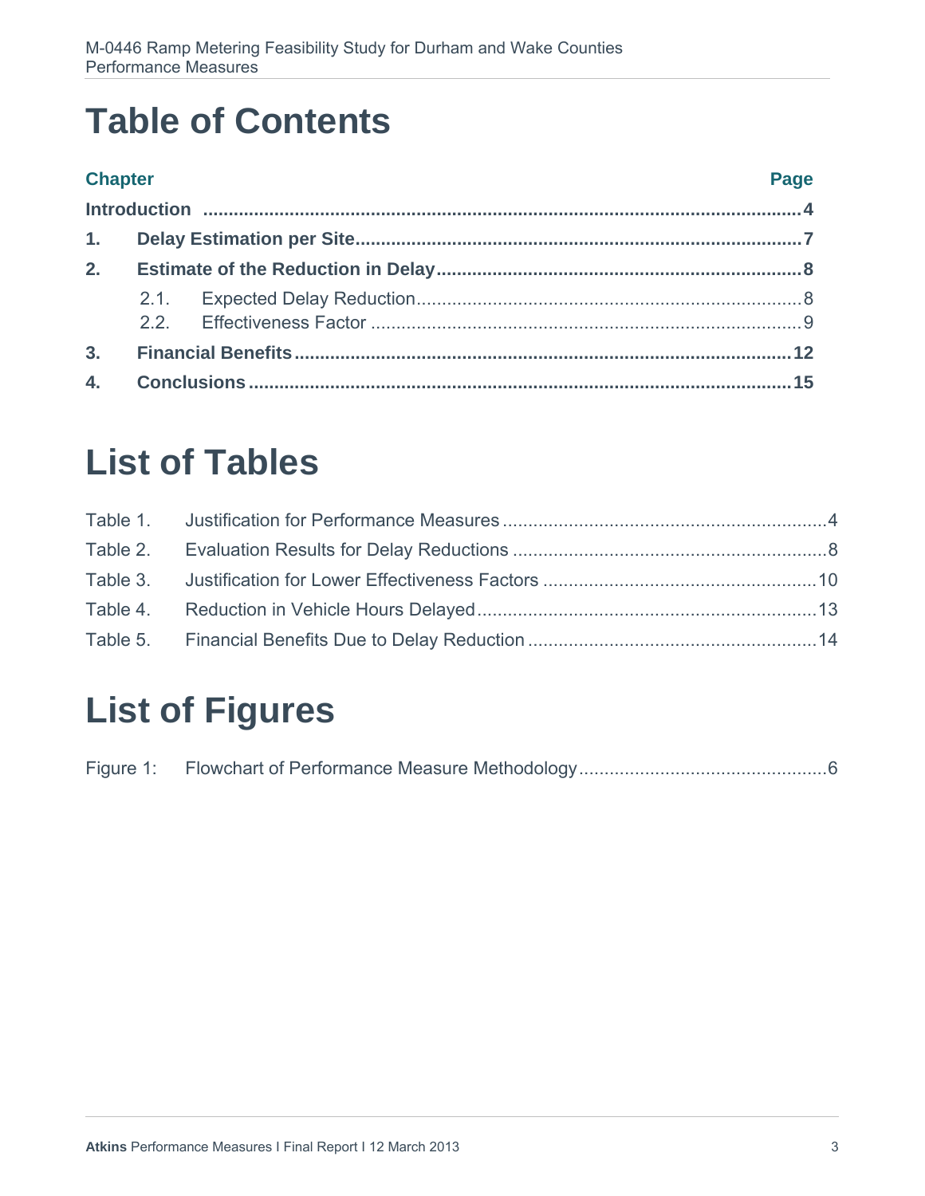# Table of Contents

| Chapter | | Page |
|---|---|---|
| **Introduction** | | **4** |
| **1.** | **Delay Estimation per Site** | **7** |
| **2.** | **Estimate of the Reduction in Delay** | **8** |
| | 2.1. Expected Delay Reduction | 8 |
| | 2.2. Effectiveness Factor | 9 |
| **3.** | **Financial Benefits** | **12** |
| **4.** | **Conclusions** | **15** |

# List of Tables

| | | |
|---|---|---|
| Table 1. | Justification for Performance Measures | 4 |
| Table 2. | Evaluation Results for Delay Reductions | 8 |
| Table 3. | Justification for Lower Effectiveness Factors | 10 |
| Table 4. | Reduction in Vehicle Hours Delayed | 13 |
| Table 5. | Financial Benefits Due to Delay Reduction | 14 |

# List of Figures

| | | |
|---|---|---|
| Figure 1: | Flowchart of Performance Measure Methodology | 6 |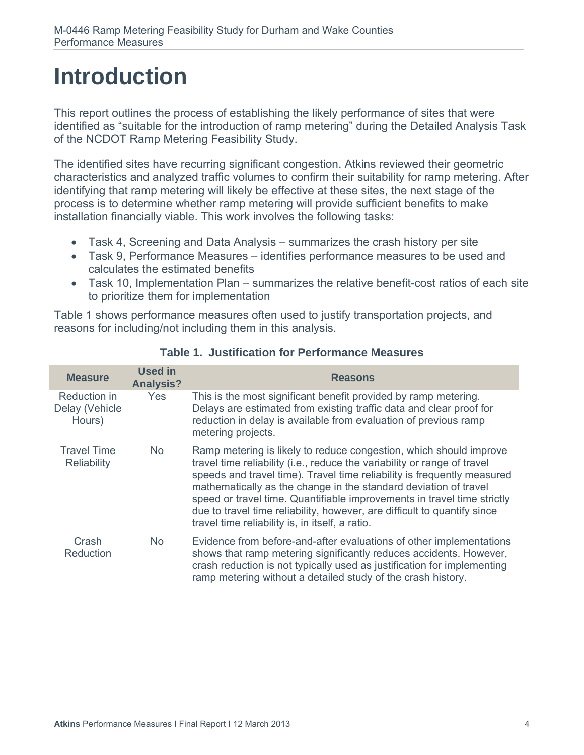# Introduction

This report outlines the process of establishing the likely performance of sites that were identified as "suitable for the introduction of ramp metering" during the Detailed Analysis Task of the NCDOT Ramp Metering Feasibility Study.

The identified sites have recurring significant congestion. Atkins reviewed their geometric characteristics and analyzed traffic volumes to confirm their suitability for ramp metering. After identifying that ramp metering will likely be effective at these sites, the next stage of the process is to determine whether ramp metering will provide sufficient benefits to make installation financially viable. This work involves the following tasks:

- Task 4, Screening and Data Analysis – summarizes the crash history per site
- Task 9, Performance Measures – identifies performance measures to be used and calculates the estimated benefits
- Task 10, Implementation Plan – summarizes the relative benefit-cost ratios of each site to prioritize them for implementation

Table 1 shows performance measures often used to justify transportation projects, and reasons for including/not including them in this analysis.

**Table 1. Justification for Performance Measures**

| Measure | Used in Analysis? | Reasons |
|---|---|---|
| Reduction in Delay (Vehicle Hours) | Yes | This is the most significant benefit provided by ramp metering. Delays are estimated from existing traffic data and clear proof for reduction in delay is available from evaluation of previous ramp metering projects. |
| Travel Time Reliability | No | Ramp metering is likely to reduce congestion, which should improve travel time reliability (i.e., reduce the variability or range of travel speeds and travel time). Travel time reliability is frequently measured mathematically as the change in the standard deviation of travel speed or travel time. Quantifiable improvements in travel time strictly due to travel time reliability, however, are difficult to quantify since travel time reliability is, in itself, a ratio. |
| Crash Reduction | No | Evidence from before-and-after evaluations of other implementations shows that ramp metering significantly reduces accidents. However, crash reduction is not typically used as justification for implementing ramp metering without a detailed study of the crash history. |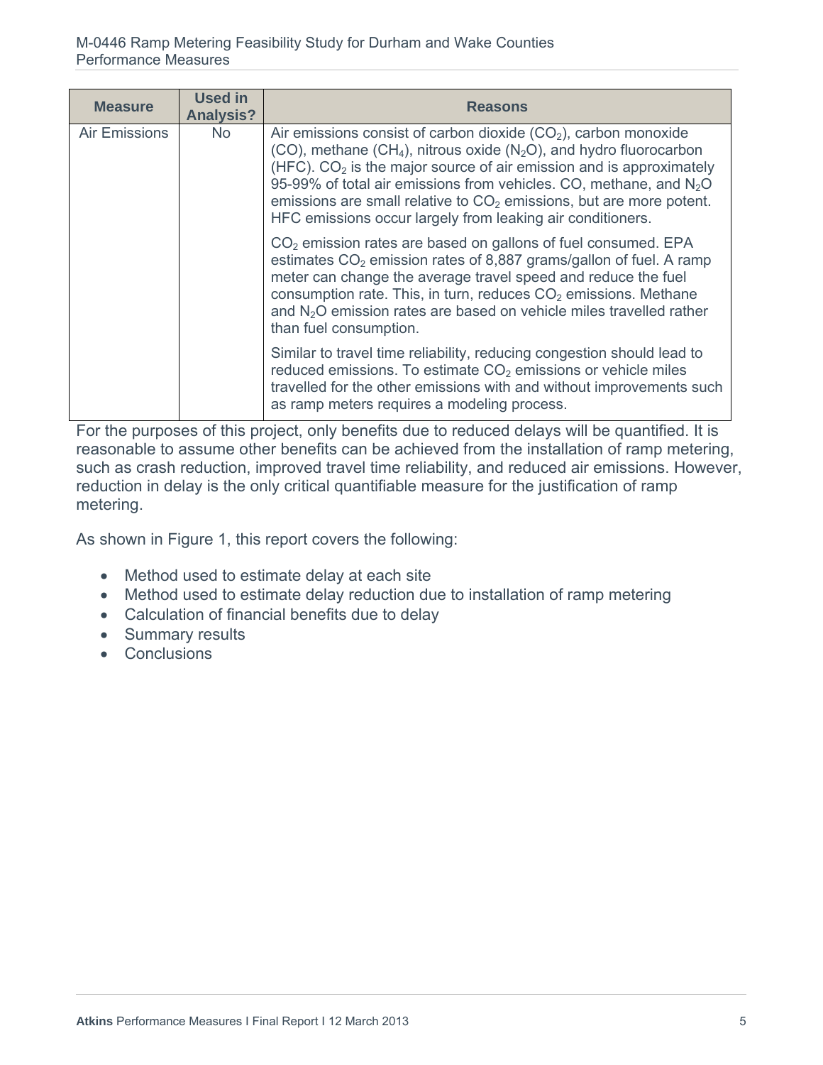| Measure | Used in Analysis? | Reasons |
|---|---|---|
| Air Emissions | No | Air emissions consist of carbon dioxide ($CO_2$), carbon monoxide (CO), methane ($CH_4$), nitrous oxide ($N_2O$), and hydro fluorocarbon (HFC). $CO_2$ is the major source of air emission and is approximately 95-99% of total air emissions from vehicles. CO, methane, and $N_2O$ emissions are small relative to $CO_2$ emissions, but are more potent. HFC emissions occur largely from leaking air conditioners.<br><br>$CO_2$ emission rates are based on gallons of fuel consumed. EPA estimates $CO_2$ emission rates of 8,887 grams/gallon of fuel. A ramp meter can change the average travel speed and reduce the fuel consumption rate. This, in turn, reduces $CO_2$ emissions. Methane and $N_2O$ emission rates are based on vehicle miles travelled rather than fuel consumption.<br><br>Similar to travel time reliability, reducing congestion should lead to reduced emissions. To estimate $CO_2$ emissions or vehicle miles travelled for the other emissions with and without improvements such as ramp meters requires a modeling process. |

For the purposes of this project, only benefits due to reduced delays will be quantified. It is reasonable to assume other benefits can be achieved from the installation of ramp metering, such as crash reduction, improved travel time reliability, and reduced air emissions. However, reduction in delay is the only critical quantifiable measure for the justification of ramp metering.

As shown in Figure 1, this report covers the following:

- Method used to estimate delay at each site
- Method used to estimate delay reduction due to installation of ramp metering
- Calculation of financial benefits due to delay
- Summary results
- Conclusions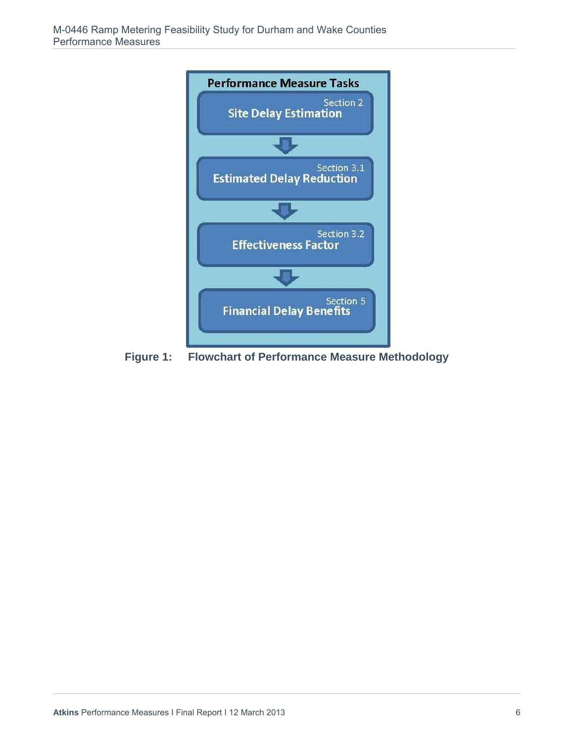**Performance Measure Tasks**

Section 2
**Site Delay Estimation**

⬇

Section 3.1
**Estimated Delay Reduction**

⬇

Section 3.2
**Effectiveness Factor**

⬇

Section 5
**Financial Delay Benefits**

**Figure 1: Flowchart of Performance Measure Methodology**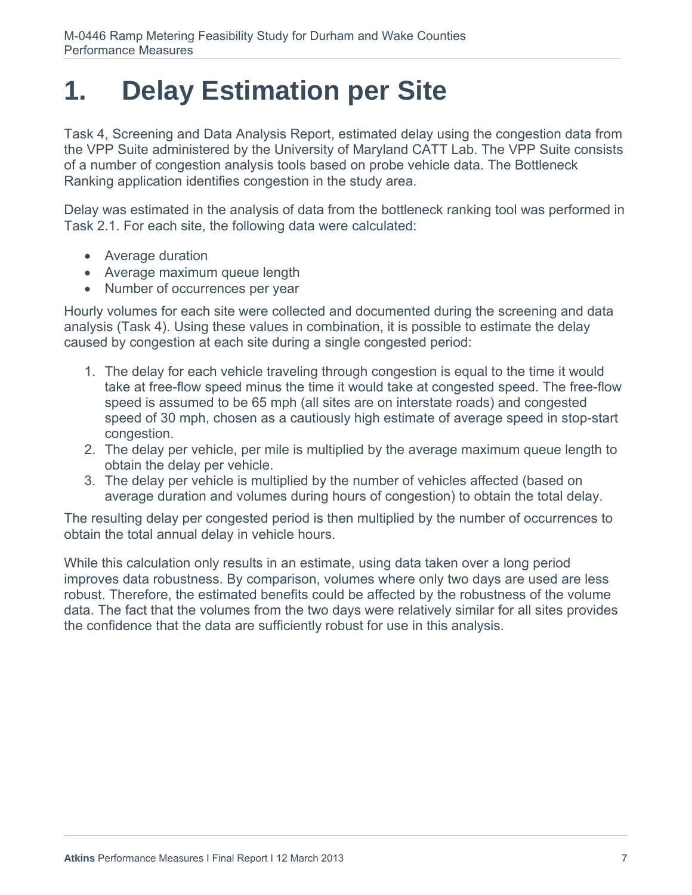# 1. Delay Estimation per Site

Task 4, Screening and Data Analysis Report, estimated delay using the congestion data from the VPP Suite administered by the University of Maryland CATT Lab. The VPP Suite consists of a number of congestion analysis tools based on probe vehicle data. The Bottleneck Ranking application identifies congestion in the study area.

Delay was estimated in the analysis of data from the bottleneck ranking tool was performed in Task 2.1. For each site, the following data were calculated:

- Average duration
- Average maximum queue length
- Number of occurrences per year

Hourly volumes for each site were collected and documented during the screening and data analysis (Task 4). Using these values in combination, it is possible to estimate the delay caused by congestion at each site during a single congested period:

1. The delay for each vehicle traveling through congestion is equal to the time it would take at free-flow speed minus the time it would take at congested speed. The free-flow speed is assumed to be 65 mph (all sites are on interstate roads) and congested speed of 30 mph, chosen as a cautiously high estimate of average speed in stop-start congestion.
2. The delay per vehicle, per mile is multiplied by the average maximum queue length to obtain the delay per vehicle.
3. The delay per vehicle is multiplied by the number of vehicles affected (based on average duration and volumes during hours of congestion) to obtain the total delay.

The resulting delay per congested period is then multiplied by the number of occurrences to obtain the total annual delay in vehicle hours.

While this calculation only results in an estimate, using data taken over a long period improves data robustness. By comparison, volumes where only two days are used are less robust. Therefore, the estimated benefits could be affected by the robustness of the volume data. The fact that the volumes from the two days were relatively similar for all sites provides the confidence that the data are sufficiently robust for use in this analysis.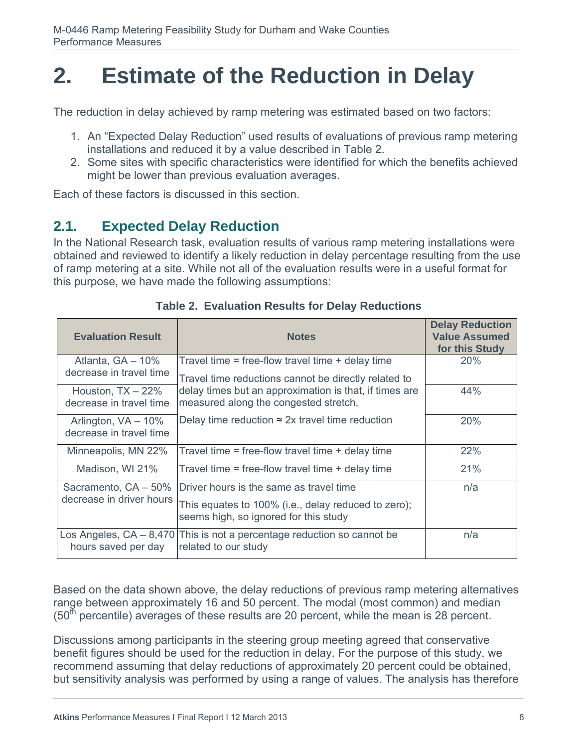# 2. Estimate of the Reduction in Delay

The reduction in delay achieved by ramp metering was estimated based on two factors:

1. An "Expected Delay Reduction" used results of evaluations of previous ramp metering installations and reduced it by a value described in Table 2.
2. Some sites with specific characteristics were identified for which the benefits achieved might be lower than previous evaluation averages.

Each of these factors is discussed in this section.

## 2.1. Expected Delay Reduction

In the National Research task, evaluation results of various ramp metering installations were obtained and reviewed to identify a likely reduction in delay percentage resulting from the use of ramp metering at a site. While not all of the evaluation results were in a useful format for this purpose, we have made the following assumptions:

**Table 2. Evaluation Results for Delay Reductions**

| Evaluation Result | Notes | Delay Reduction Value Assumed for this Study |
|---|---|---|
| Atlanta, GA – 10% decrease in travel time | Travel time = free-flow travel time + delay time<br>Travel time reductions cannot be directly related to delay times but an approximation is that, if times are measured along the congested stretch,<br>Delay time reduction ≈ 2x travel time reduction | 20% |
| Houston, TX – 22% decrease in travel time | | 44% |
| Arlington, VA – 10% decrease in travel time | | 20% |
| Minneapolis, MN 22% | Travel time = free-flow travel time + delay time | 22% |
| Madison, WI 21% | Travel time = free-flow travel time + delay time | 21% |
| Sacramento, CA – 50% decrease in driver hours | Driver hours is the same as travel time<br>This equates to 100% (i.e., delay reduced to zero); seems high, so ignored for this study | n/a |
| Los Angeles, CA – 8,470 hours saved per day | This is not a percentage reduction so cannot be related to our study | n/a |

Based on the data shown above, the delay reductions of previous ramp metering alternatives range between approximately 16 and 50 percent. The modal (most common) and median (50th percentile) averages of these results are 20 percent, while the mean is 28 percent.

Discussions among participants in the steering group meeting agreed that conservative benefit figures should be used for the reduction in delay. For the purpose of this study, we recommend assuming that delay reductions of approximately 20 percent could be obtained, but sensitivity analysis was performed by using a range of values. The analysis has therefore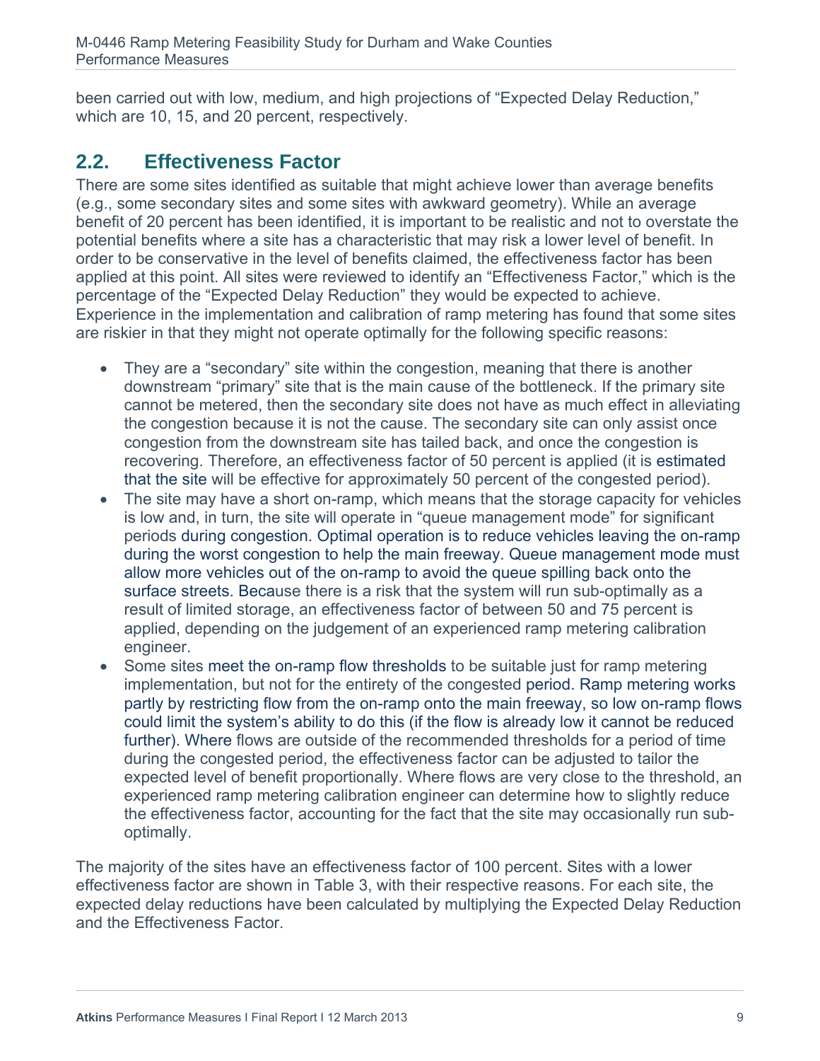been carried out with low, medium, and high projections of "Expected Delay Reduction," which are 10, 15, and 20 percent, respectively.

## 2.2. Effectiveness Factor

There are some sites identified as suitable that might achieve lower than average benefits (e.g., some secondary sites and some sites with awkward geometry). While an average benefit of 20 percent has been identified, it is important to be realistic and not to overstate the potential benefits where a site has a characteristic that may risk a lower level of benefit. In order to be conservative in the level of benefits claimed, the effectiveness factor has been applied at this point. All sites were reviewed to identify an "Effectiveness Factor," which is the percentage of the "Expected Delay Reduction" they would be expected to achieve. Experience in the implementation and calibration of ramp metering has found that some sites are riskier in that they might not operate optimally for the following specific reasons:

- They are a "secondary" site within the congestion, meaning that there is another downstream "primary" site that is the main cause of the bottleneck. If the primary site cannot be metered, then the secondary site does not have as much effect in alleviating the congestion because it is not the cause. The secondary site can only assist once congestion from the downstream site has tailed back, and once the congestion is recovering. Therefore, an effectiveness factor of 50 percent is applied (it is estimated that the site will be effective for approximately 50 percent of the congested period).
- The site may have a short on-ramp, which means that the storage capacity for vehicles is low and, in turn, the site will operate in "queue management mode" for significant periods during congestion. Optimal operation is to reduce vehicles leaving the on-ramp during the worst congestion to help the main freeway. Queue management mode must allow more vehicles out of the on-ramp to avoid the queue spilling back onto the surface streets. Because there is a risk that the system will run sub-optimally as a result of limited storage, an effectiveness factor of between 50 and 75 percent is applied, depending on the judgement of an experienced ramp metering calibration engineer.
- Some sites meet the on-ramp flow thresholds to be suitable just for ramp metering implementation, but not for the entirety of the congested period. Ramp metering works partly by restricting flow from the on-ramp onto the main freeway, so low on-ramp flows could limit the system's ability to do this (if the flow is already low it cannot be reduced further). Where flows are outside of the recommended thresholds for a period of time during the congested period, the effectiveness factor can be adjusted to tailor the expected level of benefit proportionally. Where flows are very close to the threshold, an experienced ramp metering calibration engineer can determine how to slightly reduce the effectiveness factor, accounting for the fact that the site may occasionally run sub-optimally.

The majority of the sites have an effectiveness factor of 100 percent. Sites with a lower effectiveness factor are shown in Table 3, with their respective reasons. For each site, the expected delay reductions have been calculated by multiplying the Expected Delay Reduction and the Effectiveness Factor.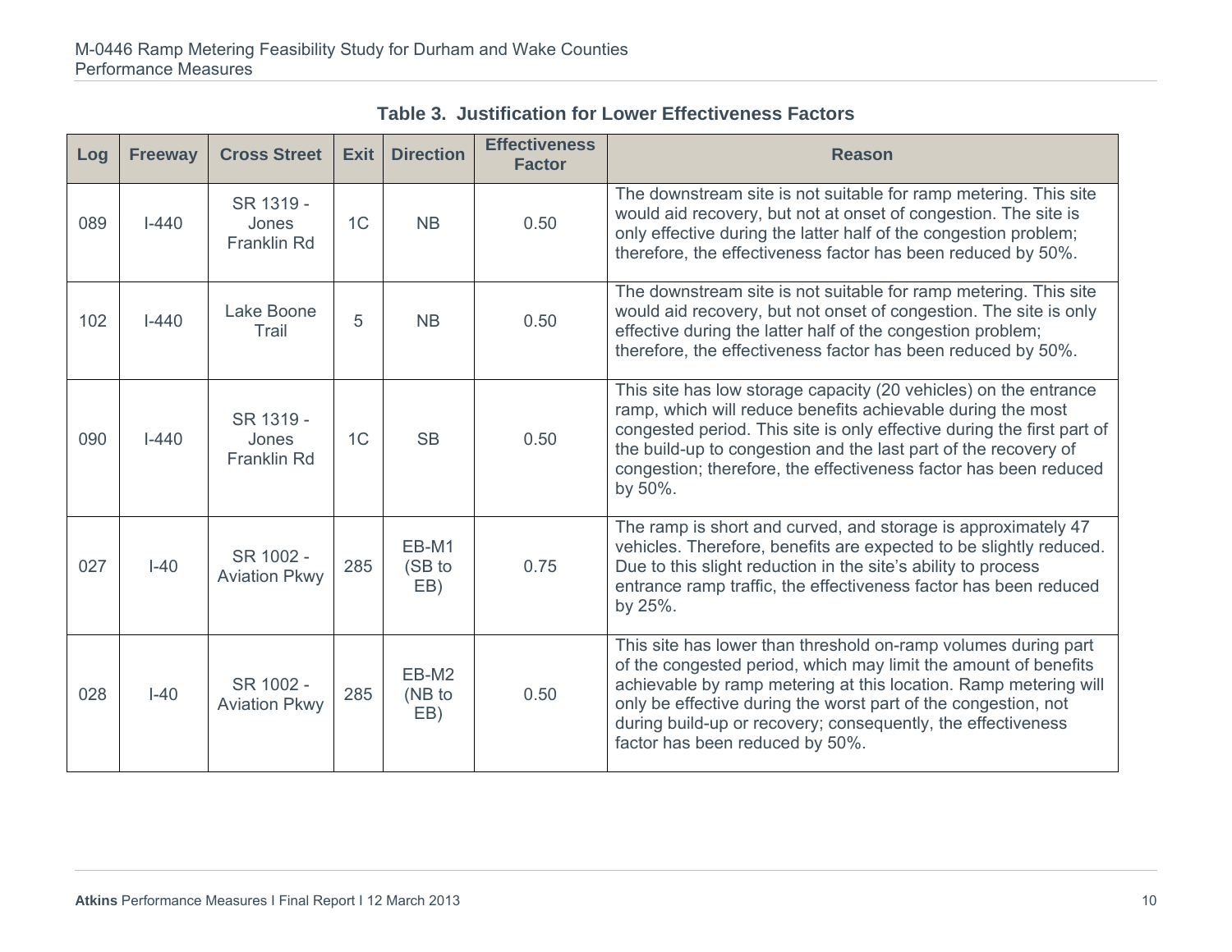**Table 3. Justification for Lower Effectiveness Factors**

| Log | Freeway | Cross Street | Exit | Direction | Effectiveness Factor | Reason |
|---|---|---|---|---|---|---|
| 089 | I-440 | SR 1319 - Jones Franklin Rd | 1C | NB | 0.50 | The downstream site is not suitable for ramp metering. This site would aid recovery, but not at onset of congestion. The site is only effective during the latter half of the congestion problem; therefore, the effectiveness factor has been reduced by 50%. |
| 102 | I-440 | Lake Boone Trail | 5 | NB | 0.50 | The downstream site is not suitable for ramp metering. This site would aid recovery, but not onset of congestion. The site is only effective during the latter half of the congestion problem; therefore, the effectiveness factor has been reduced by 50%. |
| 090 | I-440 | SR 1319 - Jones Franklin Rd | 1C | SB | 0.50 | This site has low storage capacity (20 vehicles) on the entrance ramp, which will reduce benefits achievable during the most congested period. This site is only effective during the first part of the build-up to congestion and the last part of the recovery of congestion; therefore, the effectiveness factor has been reduced by 50%. |
| 027 | I-40 | SR 1002 - Aviation Pkwy | 285 | EB-M1 (SB to EB) | 0.75 | The ramp is short and curved, and storage is approximately 47 vehicles. Therefore, benefits are expected to be slightly reduced. Due to this slight reduction in the site's ability to process entrance ramp traffic, the effectiveness factor has been reduced by 25%. |
| 028 | I-40 | SR 1002 - Aviation Pkwy | 285 | EB-M2 (NB to EB) | 0.50 | This site has lower than threshold on-ramp volumes during part of the congested period, which may limit the amount of benefits achievable by ramp metering at this location. Ramp metering will only be effective during the worst part of the congestion, not during build-up or recovery; consequently, the effectiveness factor has been reduced by 50%. |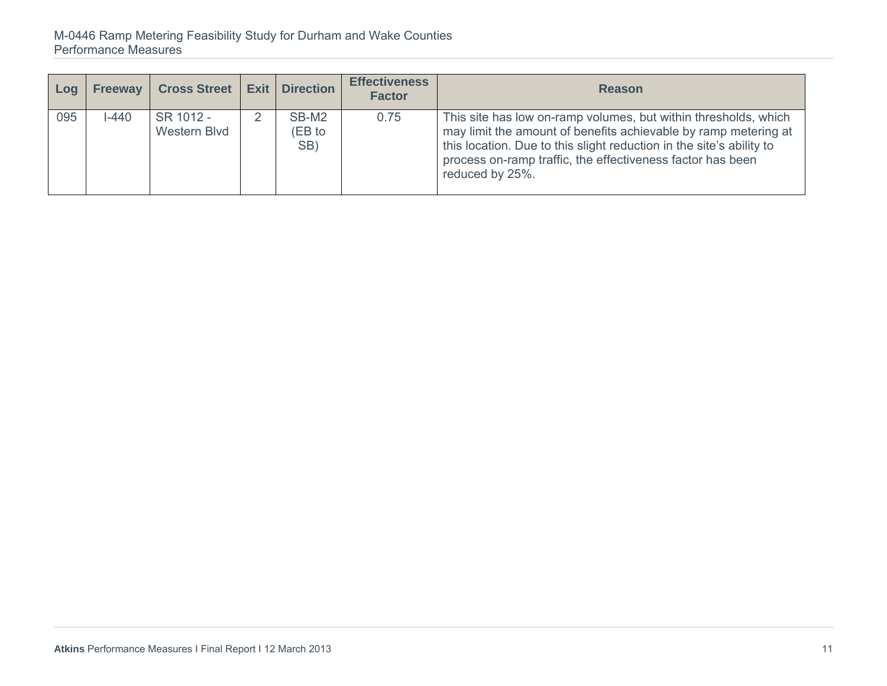| Log | Freeway | Cross Street | Exit | Direction | Effectiveness Factor | Reason |
|---|---|---|---|---|---|---|
| 095 | I-440 | SR 1012 - Western Blvd | 2 | SB-M2 (EB to SB) | 0.75 | This site has low on-ramp volumes, but within thresholds, which may limit the amount of benefits achievable by ramp metering at this location. Due to this slight reduction in the site's ability to process on-ramp traffic, the effectiveness factor has been reduced by 25%. |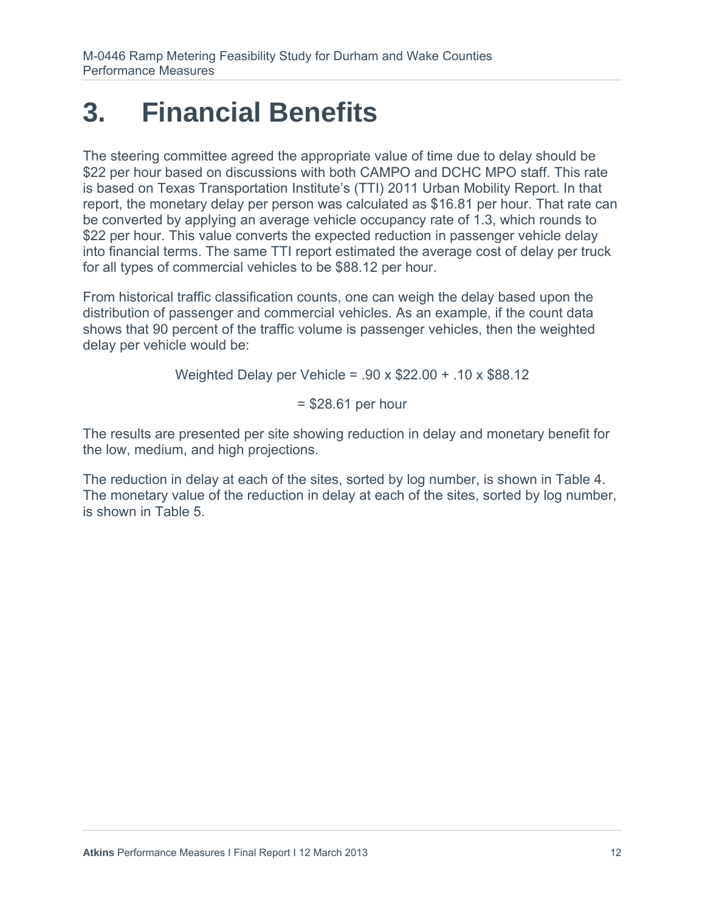# 3. Financial Benefits

The steering committee agreed the appropriate value of time due to delay should be \$22 per hour based on discussions with both CAMPO and DCHC MPO staff. This rate is based on Texas Transportation Institute's (TTI) 2011 Urban Mobility Report. In that report, the monetary delay per person was calculated as \$16.81 per hour. That rate can be converted by applying an average vehicle occupancy rate of 1.3, which rounds to \$22 per hour. This value converts the expected reduction in passenger vehicle delay into financial terms. The same TTI report estimated the average cost of delay per truck for all types of commercial vehicles to be \$88.12 per hour.

From historical traffic classification counts, one can weigh the delay based upon the distribution of passenger and commercial vehicles. As an example, if the count data shows that 90 percent of the traffic volume is passenger vehicles, then the weighted delay per vehicle would be:

$$\text{Weighted Delay per Vehicle} = .90 \times \$22.00 + .10 \times \$88.12$$

$$= \$28.61 \text{ per hour}$$

The results are presented per site showing reduction in delay and monetary benefit for the low, medium, and high projections.

The reduction in delay at each of the sites, sorted by log number, is shown in Table 4. The monetary value of the reduction in delay at each of the sites, sorted by log number, is shown in Table 5.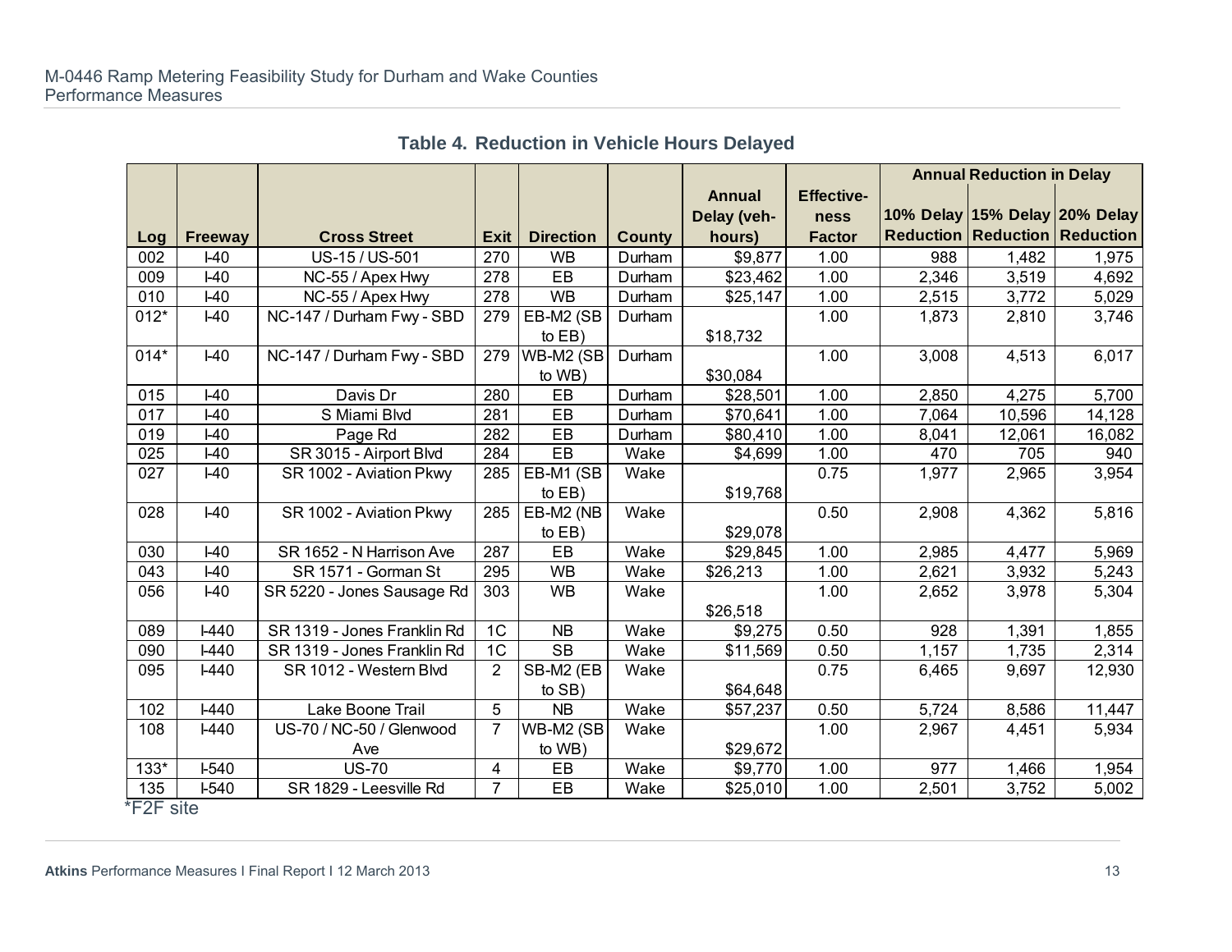**Table 4. Reduction in Vehicle Hours Delayed**

| Log | Freeway | Cross Street | Exit | Direction | County | Annual Delay (veh-hours) | Effective-ness Factor | Annual Reduction in Delay | | |
|---|---|---|---|---|---|---|---|---|---|---|
| | | | | | | | | 10% Delay Reduction | 15% Delay Reduction | 20% Delay Reduction |
| 002 | I-40 | US-15 / US-501 | 270 | WB | Durham | $9,877 | 1.00 | 988 | 1,482 | 1,975 |
| 009 | I-40 | NC-55 / Apex Hwy | 278 | EB | Durham | $23,462 | 1.00 | 2,346 | 3,519 | 4,692 |
| 010 | I-40 | NC-55 / Apex Hwy | 278 | WB | Durham | $25,147 | 1.00 | 2,515 | 3,772 | 5,029 |
| 012* | I-40 | NC-147 / Durham Fwy - SBD | 279 | EB-M2 (SB to EB) | Durham | $18,732 | 1.00 | 1,873 | 2,810 | 3,746 |
| 014* | I-40 | NC-147 / Durham Fwy - SBD | 279 | WB-M2 (SB to WB) | Durham | $30,084 | 1.00 | 3,008 | 4,513 | 6,017 |
| 015 | I-40 | Davis Dr | 280 | EB | Durham | $28,501 | 1.00 | 2,850 | 4,275 | 5,700 |
| 017 | I-40 | S Miami Blvd | 281 | EB | Durham | $70,641 | 1.00 | 7,064 | 10,596 | 14,128 |
| 019 | I-40 | Page Rd | 282 | EB | Durham | $80,410 | 1.00 | 8,041 | 12,061 | 16,082 |
| 025 | I-40 | SR 3015 - Airport Blvd | 284 | EB | Wake | $4,699 | 1.00 | 470 | 705 | 940 |
| 027 | I-40 | SR 1002 - Aviation Pkwy | 285 | EB-M1 (SB to EB) | Wake | $19,768 | 0.75 | 1,977 | 2,965 | 3,954 |
| 028 | I-40 | SR 1002 - Aviation Pkwy | 285 | EB-M2 (NB to EB) | Wake | $29,078 | 0.50 | 2,908 | 4,362 | 5,816 |
| 030 | I-40 | SR 1652 - N Harrison Ave | 287 | EB | Wake | $29,845 | 1.00 | 2,985 | 4,477 | 5,969 |
| 043 | I-40 | SR 1571 - Gorman St | 295 | WB | Wake | $26,213 | 1.00 | 2,621 | 3,932 | 5,243 |
| 056 | I-40 | SR 5220 - Jones Sausage Rd | 303 | WB | Wake | $26,518 | 1.00 | 2,652 | 3,978 | 5,304 |
| 089 | I-440 | SR 1319 - Jones Franklin Rd | 1C | NB | Wake | $9,275 | 0.50 | 928 | 1,391 | 1,855 |
| 090 | I-440 | SR 1319 - Jones Franklin Rd | 1C | SB | Wake | $11,569 | 0.50 | 1,157 | 1,735 | 2,314 |
| 095 | I-440 | SR 1012 - Western Blvd | 2 | SB-M2 (EB to SB) | Wake | $64,648 | 0.75 | 6,465 | 9,697 | 12,930 |
| 102 | I-440 | Lake Boone Trail | 5 | NB | Wake | $57,237 | 0.50 | 5,724 | 8,586 | 11,447 |
| 108 | I-440 | US-70 / NC-50 / Glenwood Ave | 7 | WB-M2 (SB to WB) | Wake | $29,672 | 1.00 | 2,967 | 4,451 | 5,934 |
| 133* | I-540 | US-70 | 4 | EB | Wake | $9,770 | 1.00 | 977 | 1,466 | 1,954 |
| 135 | I-540 | SR 1829 - Leesville Rd | 7 | EB | Wake | $25,010 | 1.00 | 2,501 | 3,752 | 5,002 |

*F2F site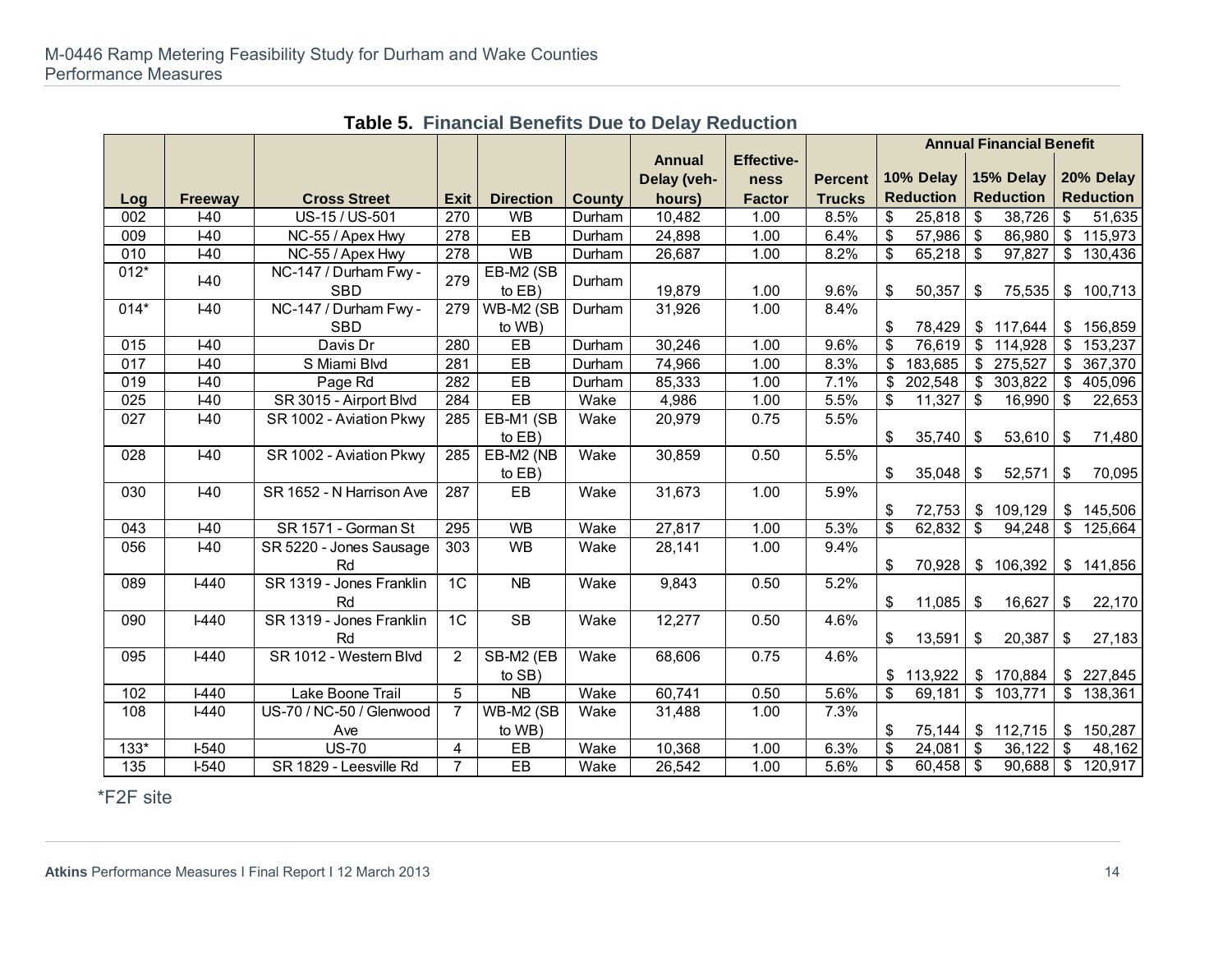**Table 5. Financial Benefits Due to Delay Reduction**

| Log | Freeway | Cross Street | Exit | Direction | County | Annual Delay (veh-hours) | Effective-ness Factor | Percent Trucks | Annual Financial Benefit | | |
|---|---|---|---|---|---|---|---|---|---|---|---|
| | | | | | | | | | 10% Delay Reduction | 15% Delay Reduction | 20% Delay Reduction |
| 002 | I-40 | US-15 / US-501 | 270 | WB | Durham | 10,482 | 1.00 | 8.5% | $ 25,818 | $ 38,726 | $ 51,635 |
| 009 | I-40 | NC-55 / Apex Hwy | 278 | EB | Durham | 24,898 | 1.00 | 6.4% | $ 57,986 | $ 86,980 | $ 115,973 |
| 010 | I-40 | NC-55 / Apex Hwy | 278 | WB | Durham | 26,687 | 1.00 | 8.2% | $ 65,218 | $ 97,827 | $ 130,436 |
| 012* | I-40 | NC-147 / Durham Fwy - SBD | 279 | EB-M2 (SB to EB) | Durham | 19,879 | 1.00 | 9.6% | $ 50,357 | $ 75,535 | $ 100,713 |
| 014* | I-40 | NC-147 / Durham Fwy - SBD | 279 | WB-M2 (SB to WB) | Durham | 31,926 | 1.00 | 8.4% | $ 78,429 | $ 117,644 | $ 156,859 |
| 015 | I-40 | Davis Dr | 280 | EB | Durham | 30,246 | 1.00 | 9.6% | $ 76,619 | $ 114,928 | $ 153,237 |
| 017 | I-40 | S Miami Blvd | 281 | EB | Durham | 74,966 | 1.00 | 8.3% | $ 183,685 | $ 275,527 | $ 367,370 |
| 019 | I-40 | Page Rd | 282 | EB | Durham | 85,333 | 1.00 | 7.1% | $ 202,548 | $ 303,822 | $ 405,096 |
| 025 | I-40 | SR 3015 - Airport Blvd | 284 | EB | Wake | 4,986 | 1.00 | 5.5% | $ 11,327 | $ 16,990 | $ 22,653 |
| 027 | I-40 | SR 1002 - Aviation Pkwy | 285 | EB-M1 (SB to EB) | Wake | 20,979 | 0.75 | 5.5% | $ 35,740 | $ 53,610 | $ 71,480 |
| 028 | I-40 | SR 1002 - Aviation Pkwy | 285 | EB-M2 (NB to EB) | Wake | 30,859 | 0.50 | 5.5% | $ 35,048 | $ 52,571 | $ 70,095 |
| 030 | I-40 | SR 1652 - N Harrison Ave | 287 | EB | Wake | 31,673 | 1.00 | 5.9% | $ 72,753 | $ 109,129 | $ 145,506 |
| 043 | I-40 | SR 1571 - Gorman St | 295 | WB | Wake | 27,817 | 1.00 | 5.3% | $ 62,832 | $ 94,248 | $ 125,664 |
| 056 | I-40 | SR 5220 - Jones Sausage Rd | 303 | WB | Wake | 28,141 | 1.00 | 9.4% | $ 70,928 | $ 106,392 | $ 141,856 |
| 089 | I-440 | SR 1319 - Jones Franklin Rd | 1C | NB | Wake | 9,843 | 0.50 | 5.2% | $ 11,085 | $ 16,627 | $ 22,170 |
| 090 | I-440 | SR 1319 - Jones Franklin Rd | 1C | SB | Wake | 12,277 | 0.50 | 4.6% | $ 13,591 | $ 20,387 | $ 27,183 |
| 095 | I-440 | SR 1012 - Western Blvd | 2 | SB-M2 (EB to SB) | Wake | 68,606 | 0.75 | 4.6% | $ 113,922 | $ 170,884 | $ 227,845 |
| 102 | I-440 | Lake Boone Trail | 5 | NB | Wake | 60,741 | 0.50 | 5.6% | $ 69,181 | $ 103,771 | $ 138,361 |
| 108 | I-440 | US-70 / NC-50 / Glenwood Ave | 7 | WB-M2 (SB to WB) | Wake | 31,488 | 1.00 | 7.3% | $ 75,144 | $ 112,715 | $ 150,287 |
| 133* | I-540 | US-70 | 4 | EB | Wake | 10,368 | 1.00 | 6.3% | $ 24,081 | $ 36,122 | $ 48,162 |
| 135 | I-540 | SR 1829 - Leesville Rd | 7 | EB | Wake | 26,542 | 1.00 | 5.6% | $ 60,458 | $ 90,688 | $ 120,917 |

*F2F site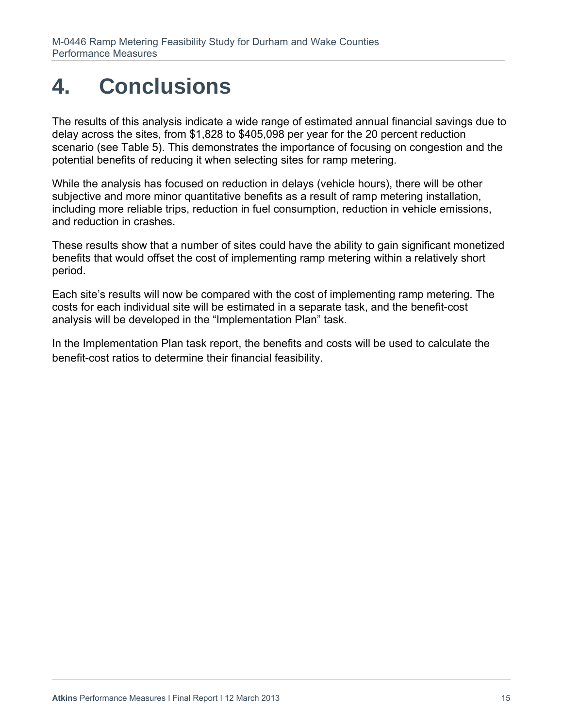# 4. Conclusions

The results of this analysis indicate a wide range of estimated annual financial savings due to delay across the sites, from $1,828 to $405,098 per year for the 20 percent reduction scenario (see Table 5). This demonstrates the importance of focusing on congestion and the potential benefits of reducing it when selecting sites for ramp metering.

While the analysis has focused on reduction in delays (vehicle hours), there will be other subjective and more minor quantitative benefits as a result of ramp metering installation, including more reliable trips, reduction in fuel consumption, reduction in vehicle emissions, and reduction in crashes.

These results show that a number of sites could have the ability to gain significant monetized benefits that would offset the cost of implementing ramp metering within a relatively short period.

Each site's results will now be compared with the cost of implementing ramp metering. The costs for each individual site will be estimated in a separate task, and the benefit-cost analysis will be developed in the "Implementation Plan" task.

In the Implementation Plan task report, the benefits and costs will be used to calculate the benefit-cost ratios to determine their financial feasibility.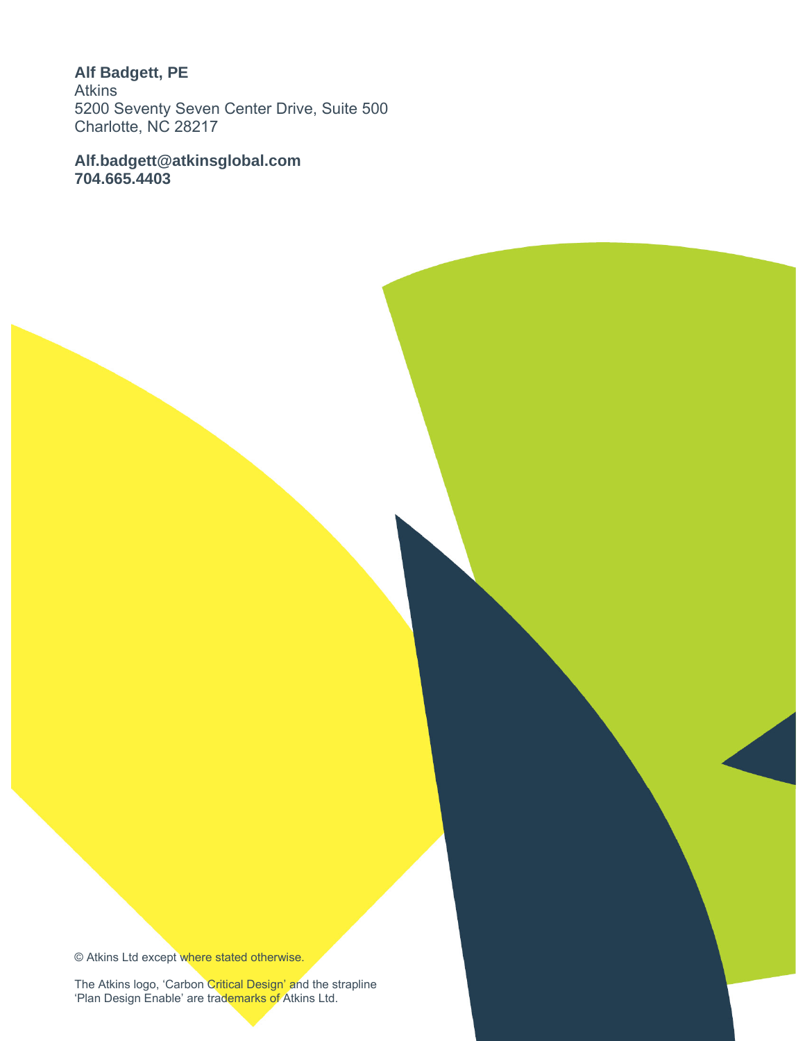**Alf Badgett, PE**
Atkins
5200 Seventy Seven Center Drive, Suite 500
Charlotte, NC 28217

**Alf.badgett@atkinsglobal.com**
**704.665.4403**

© Atkins Ltd except where stated otherwise.

The Atkins logo, 'Carbon Critical Design' and the strapline 'Plan Design Enable' are trademarks of Atkins Ltd.